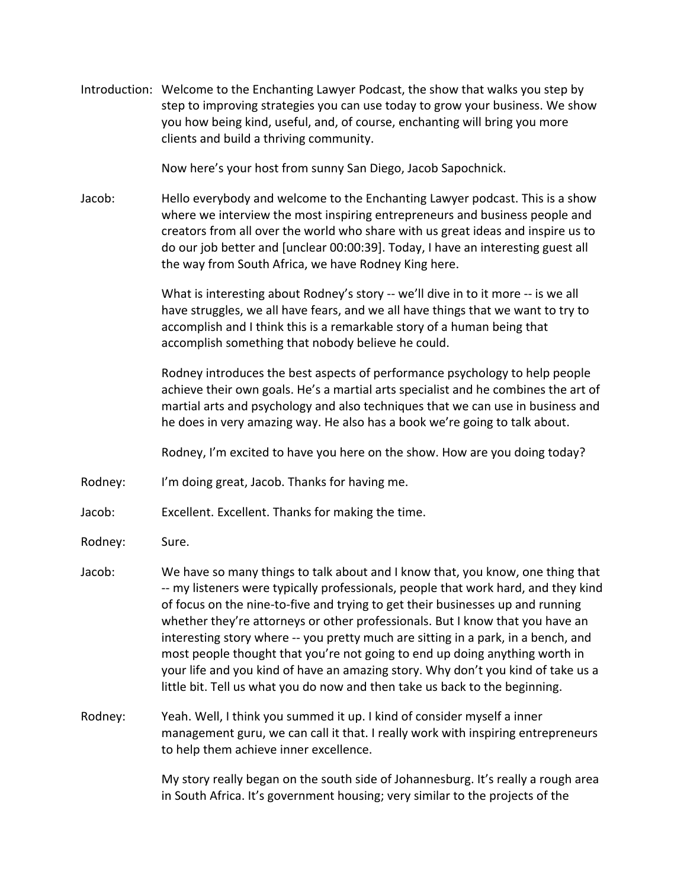Introduction: Welcome to the Enchanting Lawyer Podcast, the show that walks you step by step to improving strategies you can use today to grow your business. We show you how being kind, useful, and, of course, enchanting will bring you more clients and build a thriving community.

Now here's your host from sunny San Diego, Jacob Sapochnick.

Jacob: Hello everybody and welcome to the Enchanting Lawyer podcast. This is a show where we interview the most inspiring entrepreneurs and business people and creators from all over the world who share with us great ideas and inspire us to do our job better and [unclear 00:00:39]. Today, I have an interesting guest all the way from South Africa, we have Rodney King here.

What is interesting about Rodney's story -- we'll dive in to it more -- is we all have struggles, we all have fears, and we all have things that we want to try to accomplish and I think this is a remarkable story of a human being that accomplish something that nobody believe he could.

Rodney introduces the best aspects of performance psychology to help people achieve their own goals. He's a martial arts specialist and he combines the art of martial arts and psychology and also techniques that we can use in business and he does in very amazing way. He also has a book we're going to talk about.

Rodney, I'm excited to have you here on the show. How are you doing today?

Rodney: I'm doing great, Jacob. Thanks for having me.

Jacob: Excellent. Excellent. Thanks for making the time.

Rodney: Sure.

Jacob: We have so many things to talk about and I know that, you know, one thing that -- my listeners were typically professionals, people that work hard, and they kind of focus on the nine-to-five and trying to get their businesses up and running whether they're attorneys or other professionals. But I know that you have an interesting story where -- you pretty much are sitting in a park, in a bench, and most people thought that you're not going to end up doing anything worth in your life and you kind of have an amazing story. Why don't you kind of take us a little bit. Tell us what you do now and then take us back to the beginning.

Rodney: Yeah. Well, I think you summed it up. I kind of consider myself a inner management guru, we can call it that. I really work with inspiring entrepreneurs to help them achieve inner excellence.

My story really began on the south side of Johannesburg. It's really a rough area in South Africa. It's government housing; very similar to the projects of the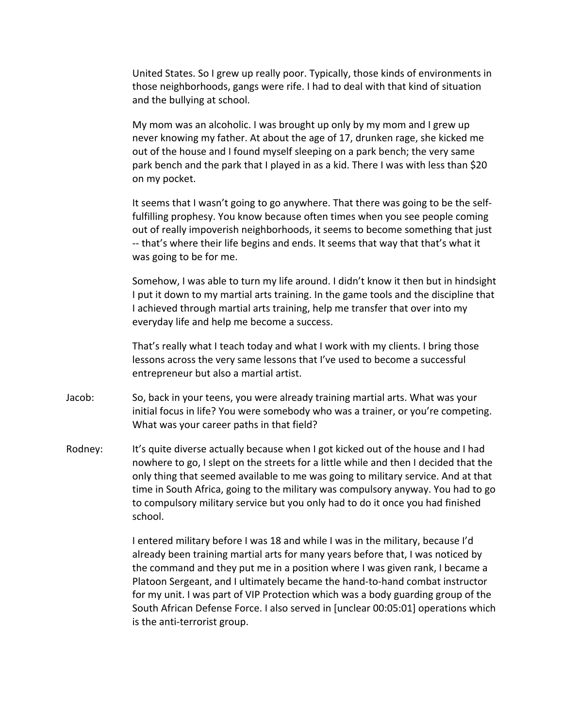United States. So I grew up really poor. Typically, those kinds of environments in those neighborhoods, gangs were rife. I had to deal with that kind of situation and the bullying at school.

My mom was an alcoholic. I was brought up only by my mom and I grew up never knowing my father. At about the age of 17, drunken rage, she kicked me out of the house and I found myself sleeping on a park bench; the very same park bench and the park that I played in as a kid. There I was with less than $20 on my pocket.

It seems that I wasn't going to go anywhere. That there was going to be the self-fulfilling prophesy. You know because often times when you see people coming out of really impoverish neighborhoods, it seems to become something that just -- that's where their life begins and ends. It seems that way that that's what it was going to be for me.

Somehow, I was able to turn my life around. I didn't know it then but in hindsight I put it down to my martial arts training. In the game tools and the discipline that I achieved through martial arts training, help me transfer that over into my everyday life and help me become a success.

That's really what I teach today and what I work with my clients. I bring those lessons across the very same lessons that I've used to become a successful entrepreneur but also a martial artist.

Jacob: So, back in your teens, you were already training martial arts. What was your initial focus in life? You were somebody who was a trainer, or you're competing. What was your career paths in that field?

Rodney: It's quite diverse actually because when I got kicked out of the house and I had nowhere to go, I slept on the streets for a little while and then I decided that the only thing that seemed available to me was going to military service. And at that time in South Africa, going to the military was compulsory anyway. You had to go to compulsory military service but you only had to do it once you had finished school.

I entered military before I was 18 and while I was in the military, because I'd already been training martial arts for many years before that, I was noticed by the command and they put me in a position where I was given rank, I became a Platoon Sergeant, and I ultimately became the hand-to-hand combat instructor for my unit. I was part of VIP Protection which was a body guarding group of the South African Defense Force. I also served in [unclear 00:05:01] operations which is the anti-terrorist group.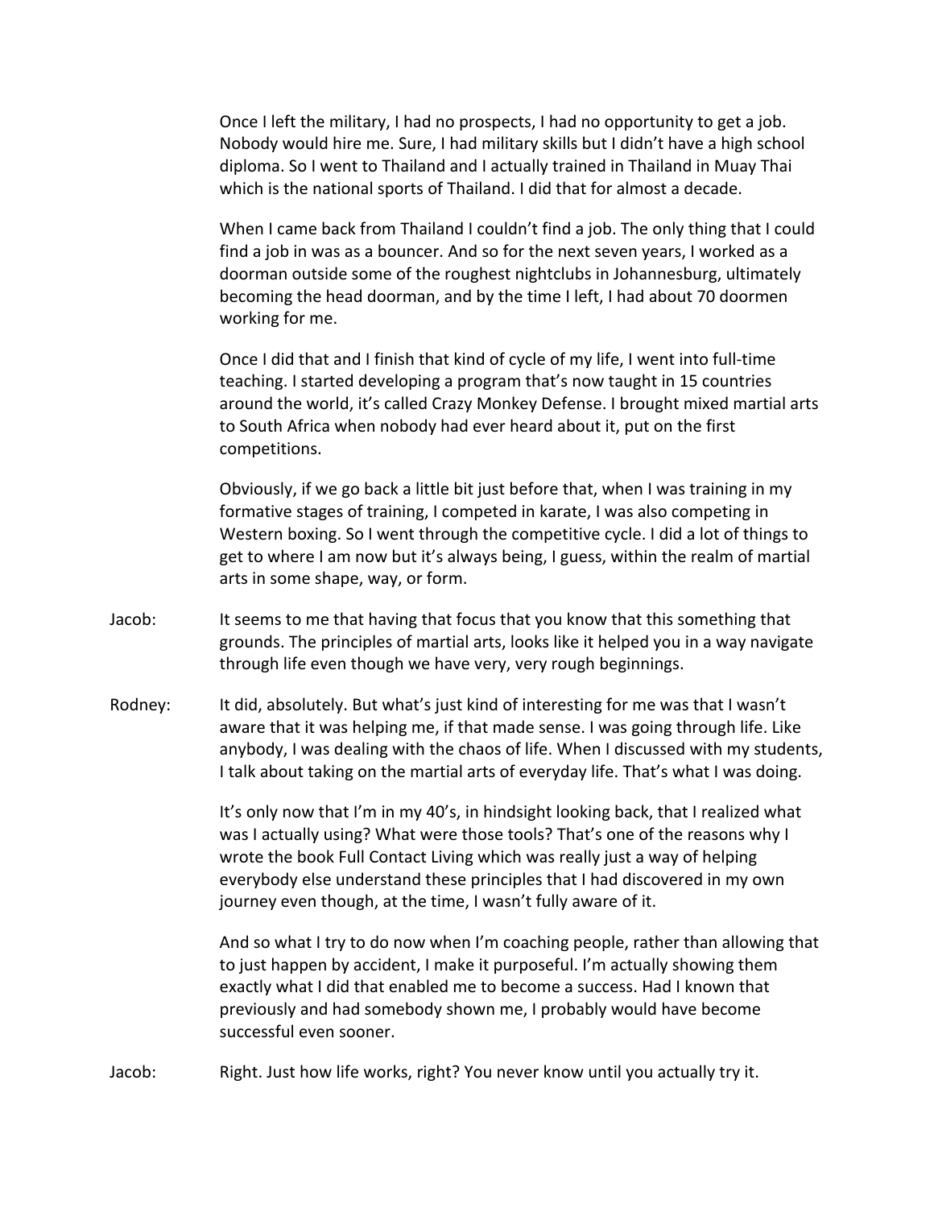Once I left the military, I had no prospects, I had no opportunity to get a job. Nobody would hire me. Sure, I had military skills but I didn't have a high school diploma. So I went to Thailand and I actually trained in Thailand in Muay Thai which is the national sports of Thailand. I did that for almost a decade.

When I came back from Thailand I couldn't find a job. The only thing that I could find a job in was as a bouncer. And so for the next seven years, I worked as a doorman outside some of the roughest nightclubs in Johannesburg, ultimately becoming the head doorman, and by the time I left, I had about 70 doormen working for me.

Once I did that and I finish that kind of cycle of my life, I went into full-time teaching. I started developing a program that's now taught in 15 countries around the world, it's called Crazy Monkey Defense. I brought mixed martial arts to South Africa when nobody had ever heard about it, put on the first competitions.

Obviously, if we go back a little bit just before that, when I was training in my formative stages of training, I competed in karate, I was also competing in Western boxing. So I went through the competitive cycle. I did a lot of things to get to where I am now but it's always being, I guess, within the realm of martial arts in some shape, way, or form.

Jacob: It seems to me that having that focus that you know that this something that grounds. The principles of martial arts, looks like it helped you in a way navigate through life even though we have very, very rough beginnings.

Rodney: It did, absolutely. But what's just kind of interesting for me was that I wasn't aware that it was helping me, if that made sense. I was going through life. Like anybody, I was dealing with the chaos of life. When I discussed with my students, I talk about taking on the martial arts of everyday life. That's what I was doing.

It's only now that I'm in my 40's, in hindsight looking back, that I realized what was I actually using? What were those tools? That's one of the reasons why I wrote the book Full Contact Living which was really just a way of helping everybody else understand these principles that I had discovered in my own journey even though, at the time, I wasn't fully aware of it.

And so what I try to do now when I'm coaching people, rather than allowing that to just happen by accident, I make it purposeful. I'm actually showing them exactly what I did that enabled me to become a success. Had I known that previously and had somebody shown me, I probably would have become successful even sooner.

Jacob: Right. Just how life works, right? You never know until you actually try it.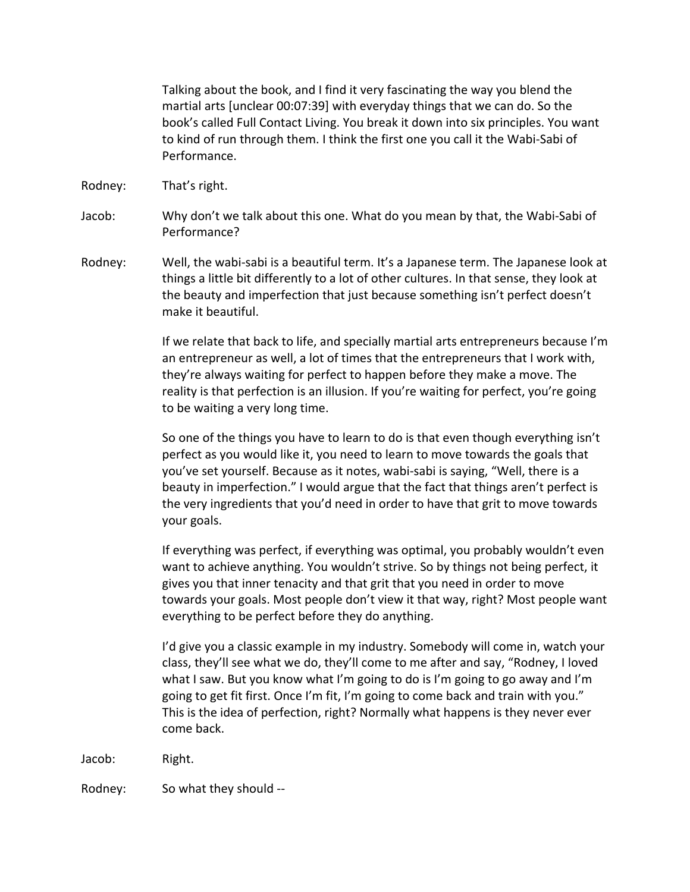Talking about the book, and I find it very fascinating the way you blend the martial arts [unclear 00:07:39] with everyday things that we can do. So the book's called Full Contact Living. You break it down into six principles. You want to kind of run through them. I think the first one you call it the Wabi-Sabi of Performance.

Rodney: That's right.

Jacob: Why don't we talk about this one. What do you mean by that, the Wabi-Sabi of Performance?

Rodney: Well, the wabi-sabi is a beautiful term. It's a Japanese term. The Japanese look at things a little bit differently to a lot of other cultures. In that sense, they look at the beauty and imperfection that just because something isn't perfect doesn't make it beautiful.

If we relate that back to life, and specially martial arts entrepreneurs because I'm an entrepreneur as well, a lot of times that the entrepreneurs that I work with, they're always waiting for perfect to happen before they make a move. The reality is that perfection is an illusion. If you're waiting for perfect, you're going to be waiting a very long time.

So one of the things you have to learn to do is that even though everything isn't perfect as you would like it, you need to learn to move towards the goals that you've set yourself. Because as it notes, wabi-sabi is saying, "Well, there is a beauty in imperfection." I would argue that the fact that things aren't perfect is the very ingredients that you'd need in order to have that grit to move towards your goals.

If everything was perfect, if everything was optimal, you probably wouldn't even want to achieve anything. You wouldn't strive. So by things not being perfect, it gives you that inner tenacity and that grit that you need in order to move towards your goals. Most people don't view it that way, right? Most people want everything to be perfect before they do anything.

I'd give you a classic example in my industry. Somebody will come in, watch your class, they'll see what we do, they'll come to me after and say, "Rodney, I loved what I saw. But you know what I'm going to do is I'm going to go away and I'm going to get fit first. Once I'm fit, I'm going to come back and train with you." This is the idea of perfection, right? Normally what happens is they never ever come back.

Jacob: Right.

Rodney: So what they should --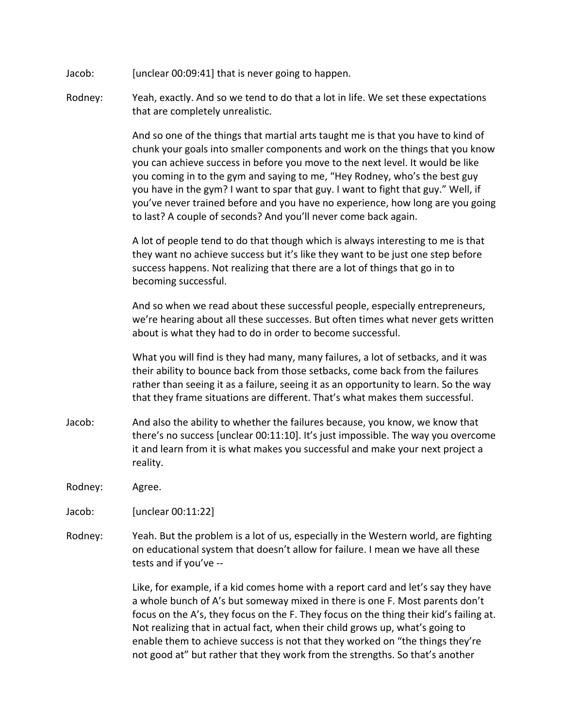Jacob: [unclear 00:09:41] that is never going to happen.

Rodney: Yeah, exactly. And so we tend to do that a lot in life. We set these expectations that are completely unrealistic.

And so one of the things that martial arts taught me is that you have to kind of chunk your goals into smaller components and work on the things that you know you can achieve success in before you move to the next level. It would be like you coming in to the gym and saying to me, "Hey Rodney, who's the best guy you have in the gym? I want to spar that guy. I want to fight that guy." Well, if you've never trained before and you have no experience, how long are you going to last? A couple of seconds? And you'll never come back again.

A lot of people tend to do that though which is always interesting to me is that they want no achieve success but it's like they want to be just one step before success happens. Not realizing that there are a lot of things that go in to becoming successful.

And so when we read about these successful people, especially entrepreneurs, we're hearing about all these successes. But often times what never gets written about is what they had to do in order to become successful.

What you will find is they had many, many failures, a lot of setbacks, and it was their ability to bounce back from those setbacks, come back from the failures rather than seeing it as a failure, seeing it as an opportunity to learn. So the way that they frame situations are different. That's what makes them successful.

Jacob: And also the ability to whether the failures because, you know, we know that there's no success [unclear 00:11:10]. It's just impossible. The way you overcome it and learn from it is what makes you successful and make your next project a reality.

Rodney: Agree.

Jacob: [unclear 00:11:22]

Rodney: Yeah. But the problem is a lot of us, especially in the Western world, are fighting on educational system that doesn't allow for failure. I mean we have all these tests and if you've --

Like, for example, if a kid comes home with a report card and let's say they have a whole bunch of A's but someway mixed in there is one F. Most parents don't focus on the A's, they focus on the F. They focus on the thing their kid's failing at. Not realizing that in actual fact, when their child grows up, what's going to enable them to achieve success is not that they worked on "the things they're not good at" but rather that they work from the strengths. So that's another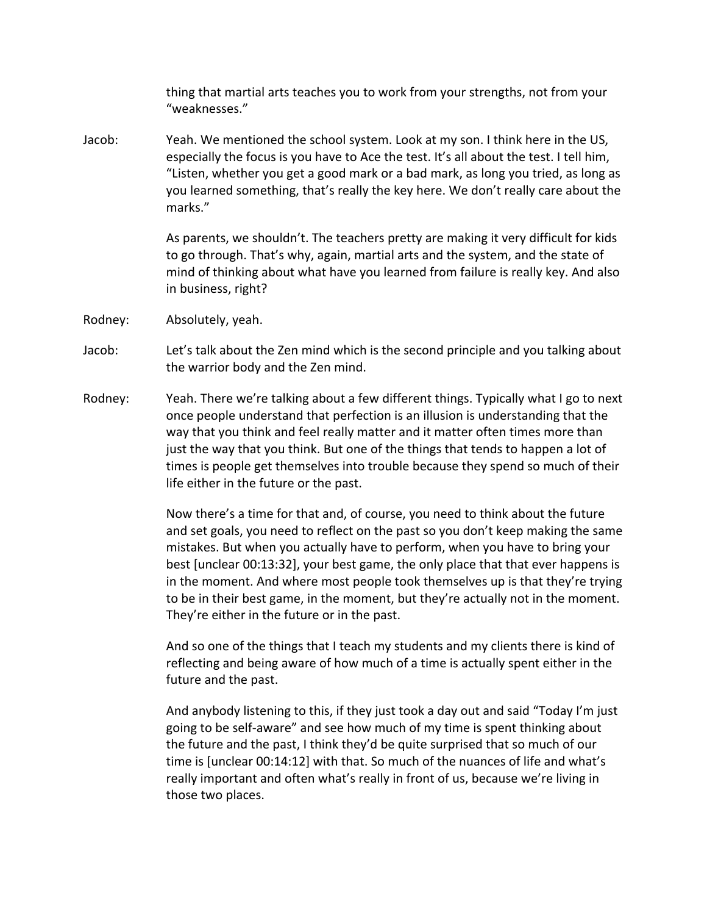thing that martial arts teaches you to work from your strengths, not from your "weaknesses."

Jacob: Yeah. We mentioned the school system. Look at my son. I think here in the US, especially the focus is you have to Ace the test. It's all about the test. I tell him, "Listen, whether you get a good mark or a bad mark, as long you tried, as long as you learned something, that's really the key here. We don't really care about the marks."

As parents, we shouldn't. The teachers pretty are making it very difficult for kids to go through. That's why, again, martial arts and the system, and the state of mind of thinking about what have you learned from failure is really key. And also in business, right?

Rodney: Absolutely, yeah.

Jacob: Let's talk about the Zen mind which is the second principle and you talking about the warrior body and the Zen mind.

Rodney: Yeah. There we're talking about a few different things. Typically what I go to next once people understand that perfection is an illusion is understanding that the way that you think and feel really matter and it matter often times more than just the way that you think. But one of the things that tends to happen a lot of times is people get themselves into trouble because they spend so much of their life either in the future or the past.

Now there's a time for that and, of course, you need to think about the future and set goals, you need to reflect on the past so you don't keep making the same mistakes. But when you actually have to perform, when you have to bring your best [unclear 00:13:32], your best game, the only place that that ever happens is in the moment. And where most people took themselves up is that they're trying to be in their best game, in the moment, but they're actually not in the moment. They're either in the future or in the past.

And so one of the things that I teach my students and my clients there is kind of reflecting and being aware of how much of a time is actually spent either in the future and the past.

And anybody listening to this, if they just took a day out and said "Today I'm just going to be self-aware" and see how much of my time is spent thinking about the future and the past, I think they'd be quite surprised that so much of our time is [unclear 00:14:12] with that. So much of the nuances of life and what's really important and often what's really in front of us, because we're living in those two places.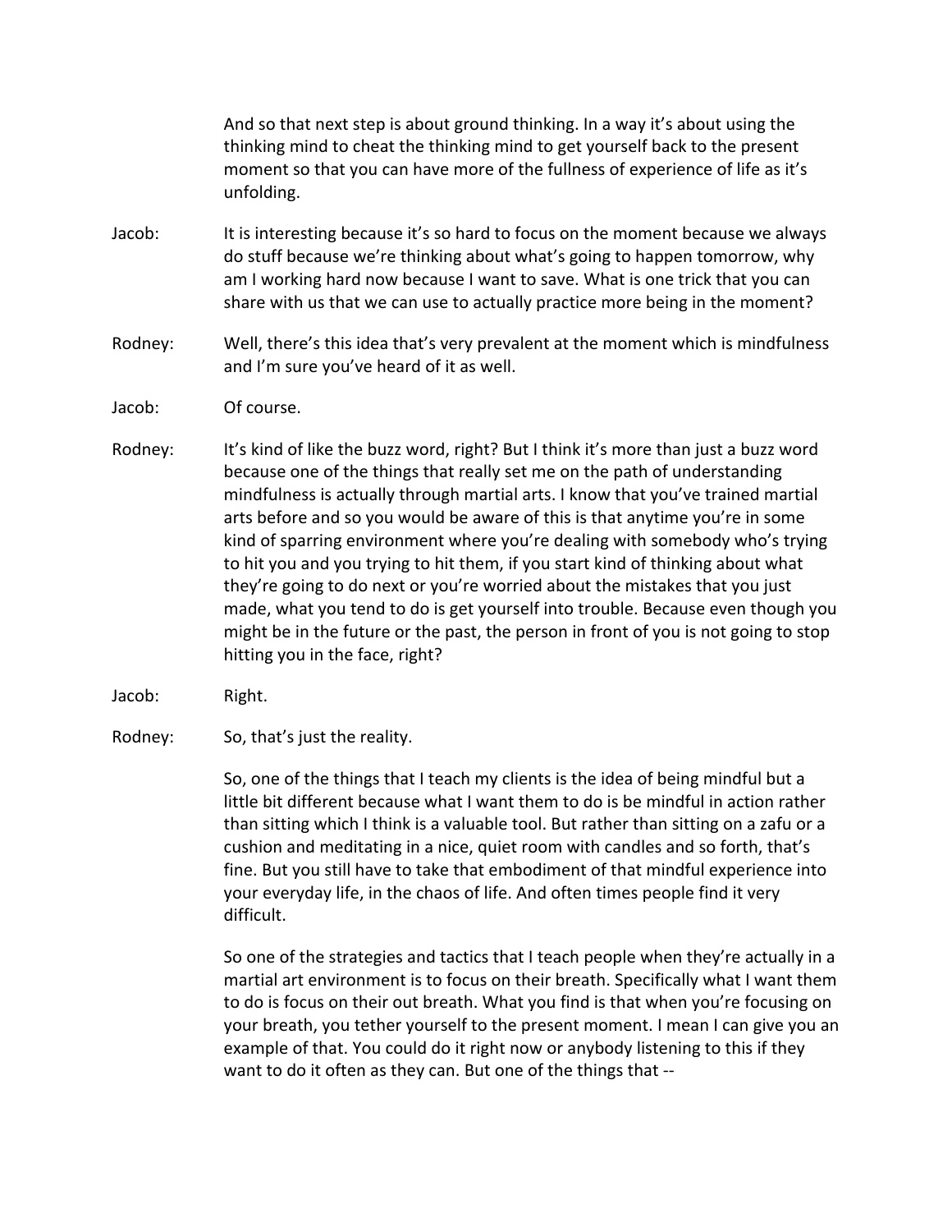And so that next step is about ground thinking. In a way it's about using the thinking mind to cheat the thinking mind to get yourself back to the present moment so that you can have more of the fullness of experience of life as it's unfolding.

Jacob: It is interesting because it's so hard to focus on the moment because we always do stuff because we're thinking about what's going to happen tomorrow, why am I working hard now because I want to save. What is one trick that you can share with us that we can use to actually practice more being in the moment?

Rodney: Well, there's this idea that's very prevalent at the moment which is mindfulness and I'm sure you've heard of it as well.

Jacob: Of course.

Rodney: It's kind of like the buzz word, right? But I think it's more than just a buzz word because one of the things that really set me on the path of understanding mindfulness is actually through martial arts. I know that you've trained martial arts before and so you would be aware of this is that anytime you're in some kind of sparring environment where you're dealing with somebody who's trying to hit you and you trying to hit them, if you start kind of thinking about what they're going to do next or you're worried about the mistakes that you just made, what you tend to do is get yourself into trouble. Because even though you might be in the future or the past, the person in front of you is not going to stop hitting you in the face, right?

Jacob: Right.

Rodney: So, that's just the reality.

So, one of the things that I teach my clients is the idea of being mindful but a little bit different because what I want them to do is be mindful in action rather than sitting which I think is a valuable tool. But rather than sitting on a zafu or a cushion and meditating in a nice, quiet room with candles and so forth, that's fine. But you still have to take that embodiment of that mindful experience into your everyday life, in the chaos of life. And often times people find it very difficult.

So one of the strategies and tactics that I teach people when they're actually in a martial art environment is to focus on their breath. Specifically what I want them to do is focus on their out breath. What you find is that when you're focusing on your breath, you tether yourself to the present moment. I mean I can give you an example of that. You could do it right now or anybody listening to this if they want to do it often as they can. But one of the things that --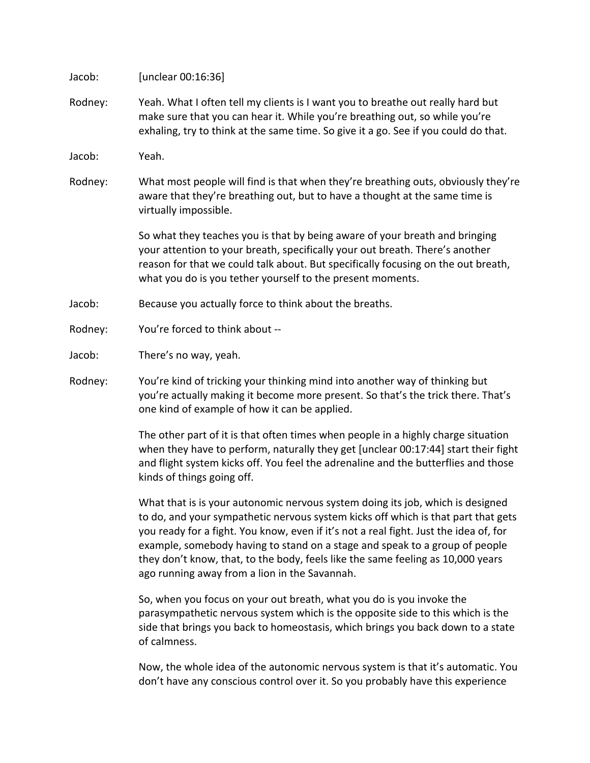Jacob: [unclear 00:16:36]

Rodney: Yeah. What I often tell my clients is I want you to breathe out really hard but make sure that you can hear it. While you're breathing out, so while you're exhaling, try to think at the same time. So give it a go. See if you could do that.

Jacob: Yeah.

Rodney: What most people will find is that when they're breathing outs, obviously they're aware that they're breathing out, but to have a thought at the same time is virtually impossible.

So what they teaches you is that by being aware of your breath and bringing your attention to your breath, specifically your out breath. There's another reason for that we could talk about. But specifically focusing on the out breath, what you do is you tether yourself to the present moments.

Jacob: Because you actually force to think about the breaths.

Rodney: You're forced to think about --

Jacob: There's no way, yeah.

Rodney: You're kind of tricking your thinking mind into another way of thinking but you're actually making it become more present. So that's the trick there. That's one kind of example of how it can be applied.

The other part of it is that often times when people in a highly charge situation when they have to perform, naturally they get [unclear 00:17:44] start their fight and flight system kicks off. You feel the adrenaline and the butterflies and those kinds of things going off.

What that is is your autonomic nervous system doing its job, which is designed to do, and your sympathetic nervous system kicks off which is that part that gets you ready for a fight. You know, even if it's not a real fight. Just the idea of, for example, somebody having to stand on a stage and speak to a group of people they don't know, that, to the body, feels like the same feeling as 10,000 years ago running away from a lion in the Savannah.

So, when you focus on your out breath, what you do is you invoke the parasympathetic nervous system which is the opposite side to this which is the side that brings you back to homeostasis, which brings you back down to a state of calmness.

Now, the whole idea of the autonomic nervous system is that it's automatic. You don't have any conscious control over it. So you probably have this experience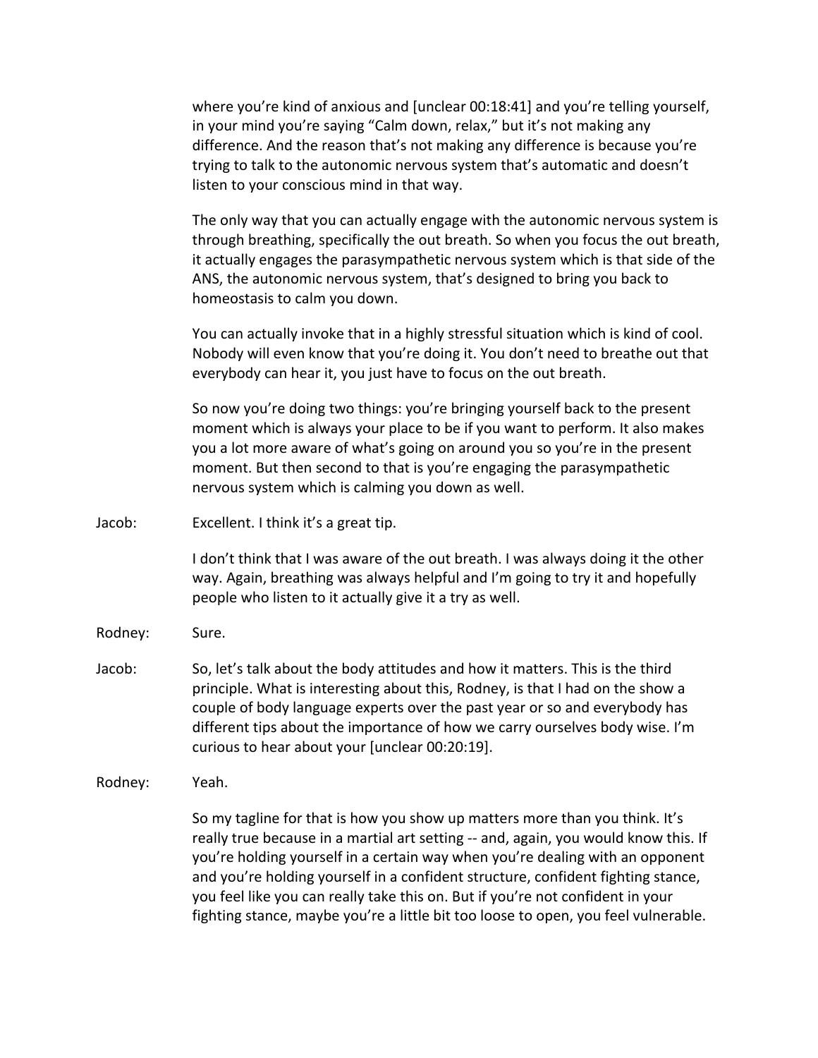where you're kind of anxious and [unclear 00:18:41] and you're telling yourself, in your mind you're saying "Calm down, relax," but it's not making any difference. And the reason that's not making any difference is because you're trying to talk to the autonomic nervous system that's automatic and doesn't listen to your conscious mind in that way.

The only way that you can actually engage with the autonomic nervous system is through breathing, specifically the out breath. So when you focus the out breath, it actually engages the parasympathetic nervous system which is that side of the ANS, the autonomic nervous system, that's designed to bring you back to homeostasis to calm you down.

You can actually invoke that in a highly stressful situation which is kind of cool. Nobody will even know that you're doing it. You don't need to breathe out that everybody can hear it, you just have to focus on the out breath.

So now you're doing two things: you're bringing yourself back to the present moment which is always your place to be if you want to perform. It also makes you a lot more aware of what's going on around you so you're in the present moment. But then second to that is you're engaging the parasympathetic nervous system which is calming you down as well.

Jacob: Excellent. I think it's a great tip.

I don't think that I was aware of the out breath. I was always doing it the other way. Again, breathing was always helpful and I'm going to try it and hopefully people who listen to it actually give it a try as well.

Rodney: Sure.

Jacob: So, let's talk about the body attitudes and how it matters. This is the third principle. What is interesting about this, Rodney, is that I had on the show a couple of body language experts over the past year or so and everybody has different tips about the importance of how we carry ourselves body wise. I'm curious to hear about your [unclear 00:20:19].

Rodney: Yeah.

So my tagline for that is how you show up matters more than you think. It's really true because in a martial art setting -- and, again, you would know this. If you're holding yourself in a certain way when you're dealing with an opponent and you're holding yourself in a confident structure, confident fighting stance, you feel like you can really take this on. But if you're not confident in your fighting stance, maybe you're a little bit too loose to open, you feel vulnerable.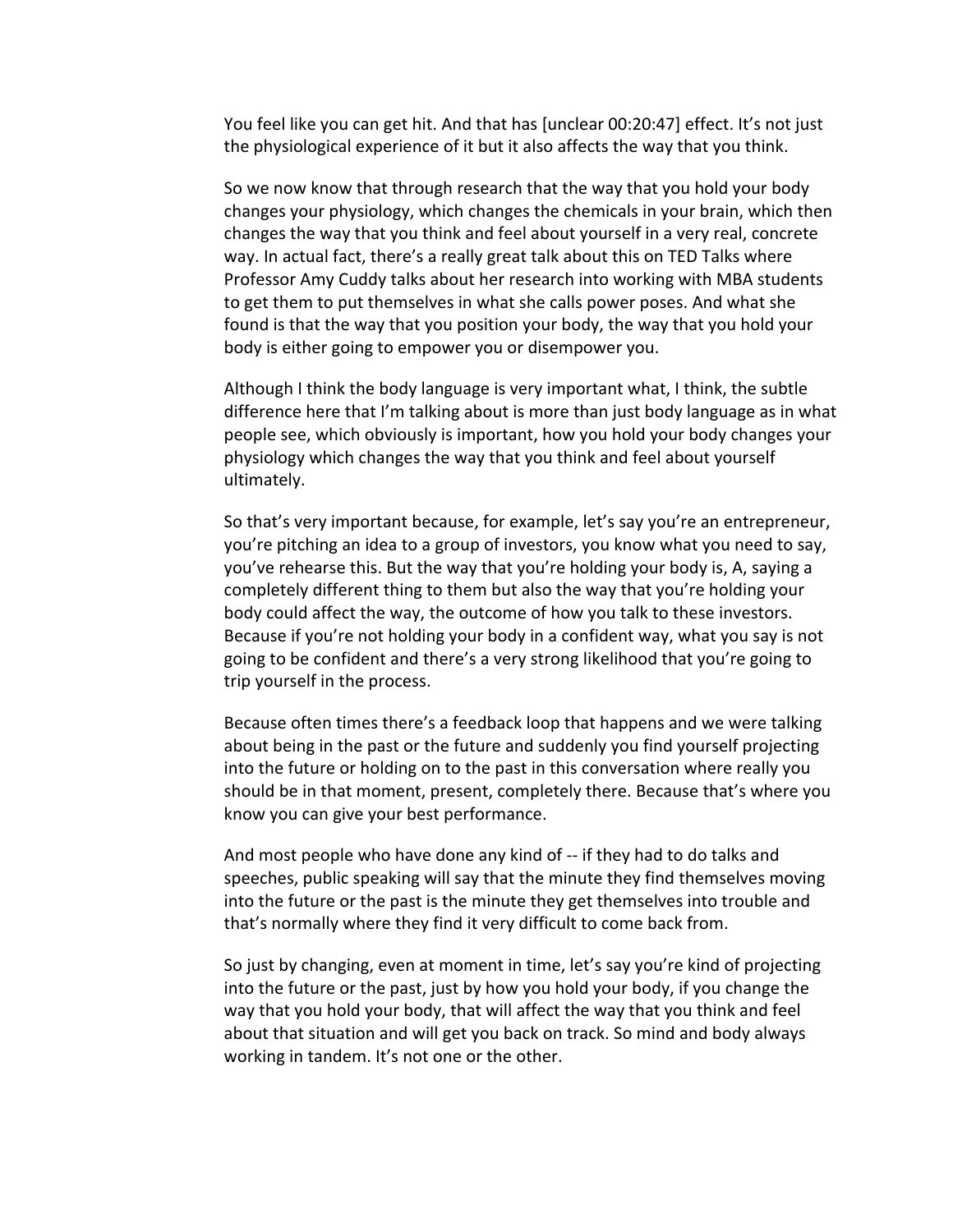You feel like you can get hit. And that has [unclear 00:20:47] effect. It's not just the physiological experience of it but it also affects the way that you think.

So we now know that through research that the way that you hold your body changes your physiology, which changes the chemicals in your brain, which then changes the way that you think and feel about yourself in a very real, concrete way. In actual fact, there's a really great talk about this on TED Talks where Professor Amy Cuddy talks about her research into working with MBA students to get them to put themselves in what she calls power poses. And what she found is that the way that you position your body, the way that you hold your body is either going to empower you or disempower you.

Although I think the body language is very important what, I think, the subtle difference here that I'm talking about is more than just body language as in what people see, which obviously is important, how you hold your body changes your physiology which changes the way that you think and feel about yourself ultimately.

So that's very important because, for example, let's say you're an entrepreneur, you're pitching an idea to a group of investors, you know what you need to say, you've rehearse this. But the way that you're holding your body is, A, saying a completely different thing to them but also the way that you're holding your body could affect the way, the outcome of how you talk to these investors. Because if you're not holding your body in a confident way, what you say is not going to be confident and there's a very strong likelihood that you're going to trip yourself in the process.

Because often times there's a feedback loop that happens and we were talking about being in the past or the future and suddenly you find yourself projecting into the future or holding on to the past in this conversation where really you should be in that moment, present, completely there. Because that's where you know you can give your best performance.

And most people who have done any kind of -- if they had to do talks and speeches, public speaking will say that the minute they find themselves moving into the future or the past is the minute they get themselves into trouble and that's normally where they find it very difficult to come back from.

So just by changing, even at moment in time, let's say you're kind of projecting into the future or the past, just by how you hold your body, if you change the way that you hold your body, that will affect the way that you think and feel about that situation and will get you back on track. So mind and body always working in tandem. It's not one or the other.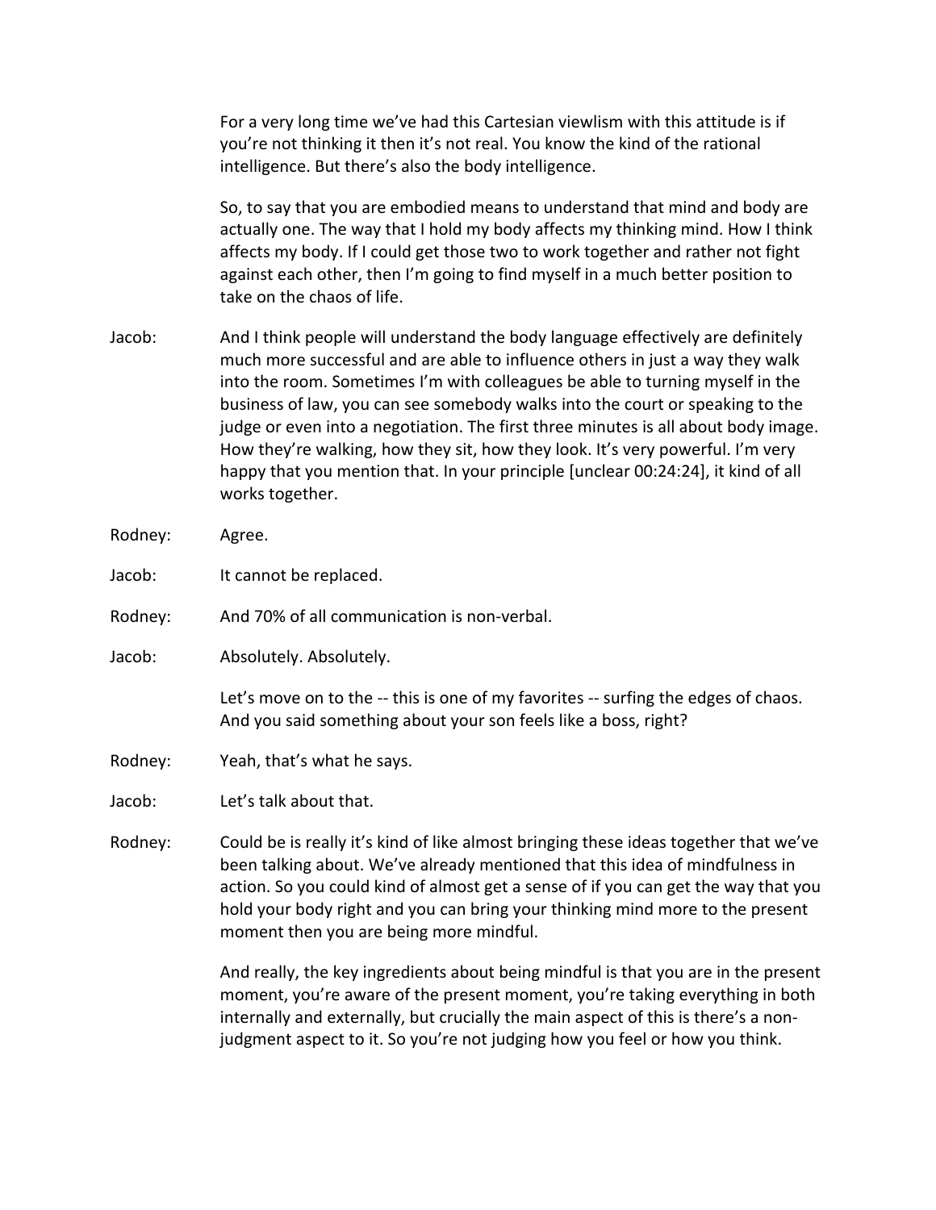For a very long time we've had this Cartesian viewlism with this attitude is if you're not thinking it then it's not real. You know the kind of the rational intelligence. But there's also the body intelligence.

So, to say that you are embodied means to understand that mind and body are actually one. The way that I hold my body affects my thinking mind. How I think affects my body. If I could get those two to work together and rather not fight against each other, then I'm going to find myself in a much better position to take on the chaos of life.

Jacob: And I think people will understand the body language effectively are definitely much more successful and are able to influence others in just a way they walk into the room. Sometimes I'm with colleagues be able to turning myself in the business of law, you can see somebody walks into the court or speaking to the judge or even into a negotiation. The first three minutes is all about body image. How they're walking, how they sit, how they look. It's very powerful. I'm very happy that you mention that. In your principle [unclear 00:24:24], it kind of all works together.

Rodney: Agree.

Jacob: It cannot be replaced.

Rodney: And 70% of all communication is non-verbal.

Jacob: Absolutely. Absolutely.

Let's move on to the -- this is one of my favorites -- surfing the edges of chaos. And you said something about your son feels like a boss, right?

Rodney: Yeah, that's what he says.

Jacob: Let's talk about that.

Rodney: Could be is really it's kind of like almost bringing these ideas together that we've been talking about. We've already mentioned that this idea of mindfulness in action. So you could kind of almost get a sense of if you can get the way that you hold your body right and you can bring your thinking mind more to the present moment then you are being more mindful.

And really, the key ingredients about being mindful is that you are in the present moment, you're aware of the present moment, you're taking everything in both internally and externally, but crucially the main aspect of this is there's a non-judgment aspect to it. So you're not judging how you feel or how you think.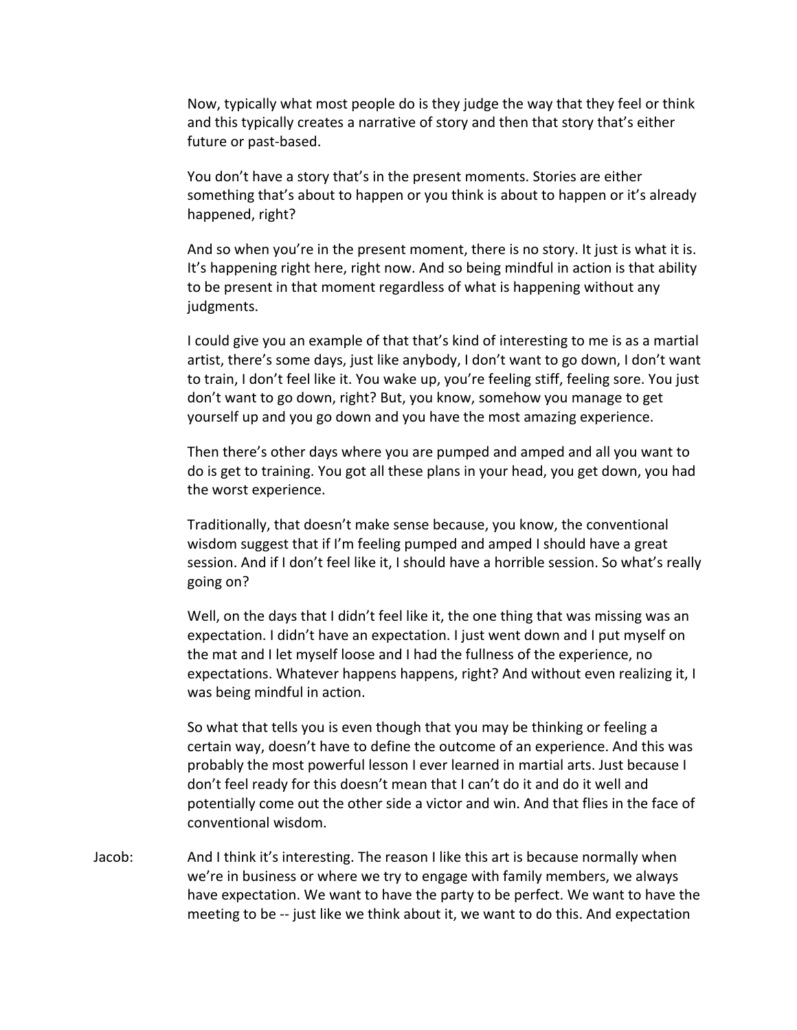Now, typically what most people do is they judge the way that they feel or think and this typically creates a narrative of story and then that story that's either future or past-based.

You don't have a story that's in the present moments. Stories are either something that's about to happen or you think is about to happen or it's already happened, right?

And so when you're in the present moment, there is no story. It just is what it is. It's happening right here, right now. And so being mindful in action is that ability to be present in that moment regardless of what is happening without any judgments.

I could give you an example of that that's kind of interesting to me is as a martial artist, there's some days, just like anybody, I don't want to go down, I don't want to train, I don't feel like it. You wake up, you're feeling stiff, feeling sore. You just don't want to go down, right? But, you know, somehow you manage to get yourself up and you go down and you have the most amazing experience.

Then there's other days where you are pumped and amped and all you want to do is get to training. You got all these plans in your head, you get down, you had the worst experience.

Traditionally, that doesn't make sense because, you know, the conventional wisdom suggest that if I'm feeling pumped and amped I should have a great session. And if I don't feel like it, I should have a horrible session. So what's really going on?

Well, on the days that I didn't feel like it, the one thing that was missing was an expectation. I didn't have an expectation. I just went down and I put myself on the mat and I let myself loose and I had the fullness of the experience, no expectations. Whatever happens happens, right? And without even realizing it, I was being mindful in action.

So what that tells you is even though that you may be thinking or feeling a certain way, doesn't have to define the outcome of an experience. And this was probably the most powerful lesson I ever learned in martial arts. Just because I don't feel ready for this doesn't mean that I can't do it and do it well and potentially come out the other side a victor and win. And that flies in the face of conventional wisdom.

Jacob: And I think it's interesting. The reason I like this art is because normally when we're in business or where we try to engage with family members, we always have expectation. We want to have the party to be perfect. We want to have the meeting to be -- just like we think about it, we want to do this. And expectation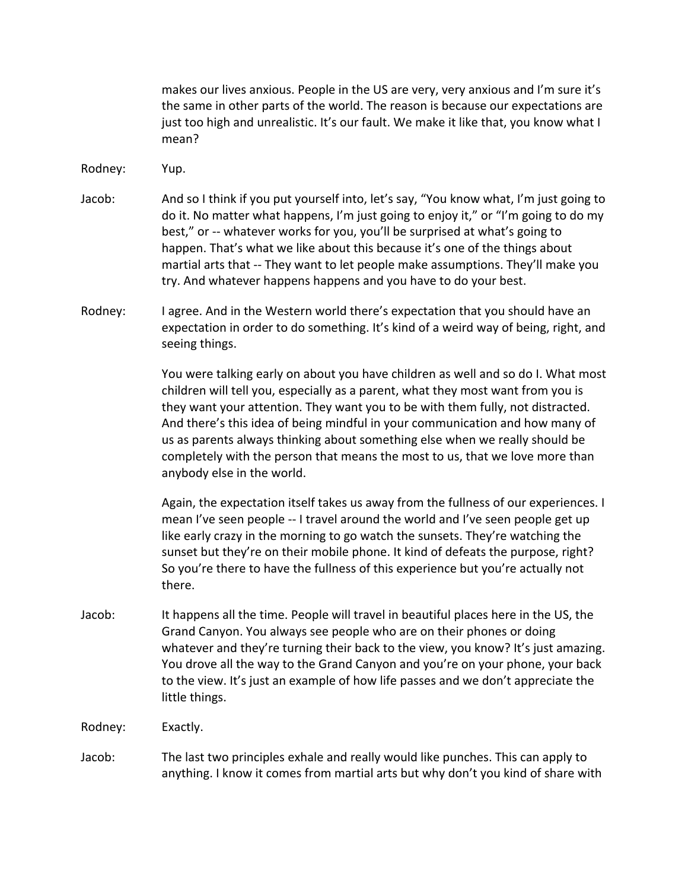makes our lives anxious. People in the US are very, very anxious and I'm sure it's the same in other parts of the world. The reason is because our expectations are just too high and unrealistic. It's our fault. We make it like that, you know what I mean?

Rodney: Yup.

Jacob: And so I think if you put yourself into, let's say, "You know what, I'm just going to do it. No matter what happens, I'm just going to enjoy it," or "I'm going to do my best," or -- whatever works for you, you'll be surprised at what's going to happen. That's what we like about this because it's one of the things about martial arts that -- They want to let people make assumptions. They'll make you try. And whatever happens happens and you have to do your best.

Rodney: I agree. And in the Western world there's expectation that you should have an expectation in order to do something. It's kind of a weird way of being, right, and seeing things.

You were talking early on about you have children as well and so do I. What most children will tell you, especially as a parent, what they most want from you is they want your attention. They want you to be with them fully, not distracted. And there's this idea of being mindful in your communication and how many of us as parents always thinking about something else when we really should be completely with the person that means the most to us, that we love more than anybody else in the world.

Again, the expectation itself takes us away from the fullness of our experiences. I mean I've seen people -- I travel around the world and I've seen people get up like early crazy in the morning to go watch the sunsets. They're watching the sunset but they're on their mobile phone. It kind of defeats the purpose, right? So you're there to have the fullness of this experience but you're actually not there.

Jacob: It happens all the time. People will travel in beautiful places here in the US, the Grand Canyon. You always see people who are on their phones or doing whatever and they're turning their back to the view, you know? It's just amazing. You drove all the way to the Grand Canyon and you're on your phone, your back to the view. It's just an example of how life passes and we don't appreciate the little things.

Rodney: Exactly.

Jacob: The last two principles exhale and really would like punches. This can apply to anything. I know it comes from martial arts but why don't you kind of share with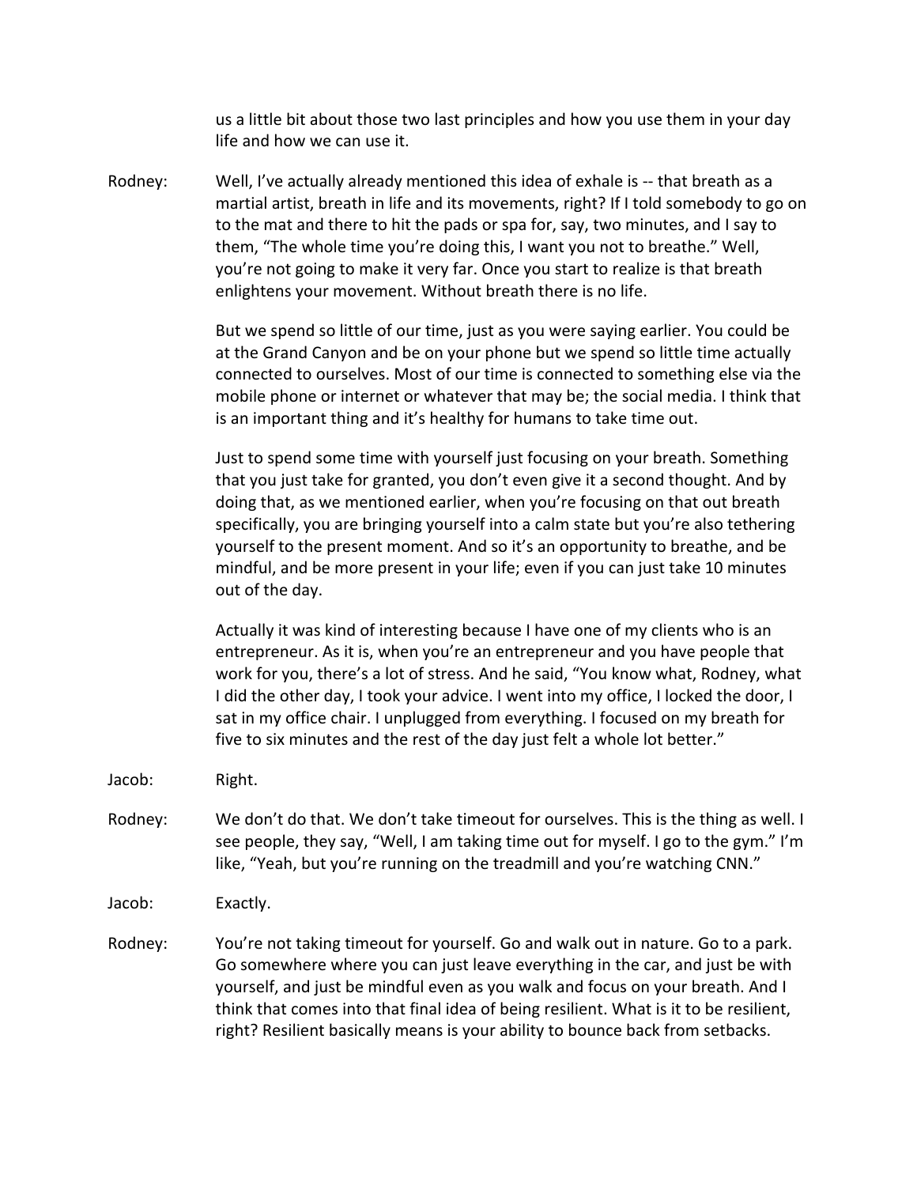us a little bit about those two last principles and how you use them in your day life and how we can use it.

Rodney: Well, I've actually already mentioned this idea of exhale is -- that breath as a martial artist, breath in life and its movements, right? If I told somebody to go on to the mat and there to hit the pads or spa for, say, two minutes, and I say to them, "The whole time you're doing this, I want you not to breathe." Well, you're not going to make it very far. Once you start to realize is that breath enlightens your movement. Without breath there is no life.

But we spend so little of our time, just as you were saying earlier. You could be at the Grand Canyon and be on your phone but we spend so little time actually connected to ourselves. Most of our time is connected to something else via the mobile phone or internet or whatever that may be; the social media. I think that is an important thing and it's healthy for humans to take time out.

Just to spend some time with yourself just focusing on your breath. Something that you just take for granted, you don't even give it a second thought. And by doing that, as we mentioned earlier, when you're focusing on that out breath specifically, you are bringing yourself into a calm state but you're also tethering yourself to the present moment. And so it's an opportunity to breathe, and be mindful, and be more present in your life; even if you can just take 10 minutes out of the day.

Actually it was kind of interesting because I have one of my clients who is an entrepreneur. As it is, when you're an entrepreneur and you have people that work for you, there's a lot of stress. And he said, "You know what, Rodney, what I did the other day, I took your advice. I went into my office, I locked the door, I sat in my office chair. I unplugged from everything. I focused on my breath for five to six minutes and the rest of the day just felt a whole lot better."

Jacob: Right.

Rodney: We don't do that. We don't take timeout for ourselves. This is the thing as well. I see people, they say, "Well, I am taking time out for myself. I go to the gym." I'm like, "Yeah, but you're running on the treadmill and you're watching CNN."

Jacob: Exactly.

Rodney: You're not taking timeout for yourself. Go and walk out in nature. Go to a park. Go somewhere where you can just leave everything in the car, and just be with yourself, and just be mindful even as you walk and focus on your breath. And I think that comes into that final idea of being resilient. What is it to be resilient, right? Resilient basically means is your ability to bounce back from setbacks.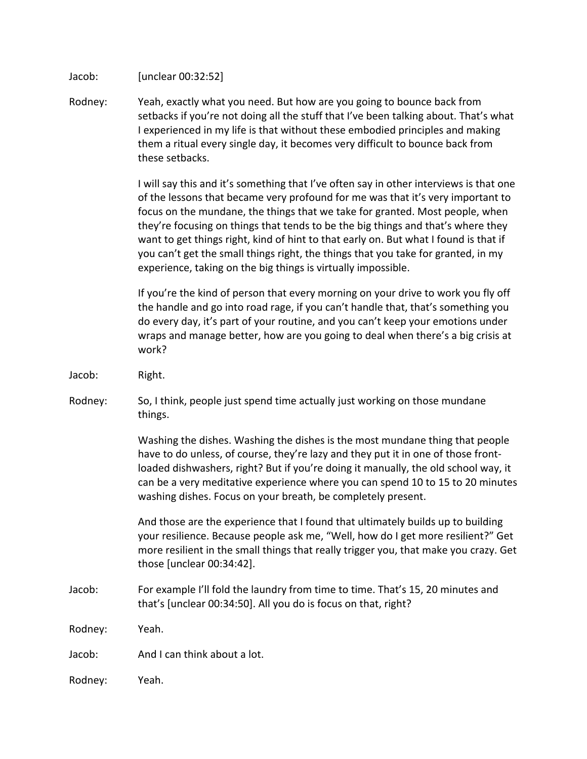Jacob: [unclear 00:32:52]

Rodney: Yeah, exactly what you need. But how are you going to bounce back from setbacks if you're not doing all the stuff that I've been talking about. That's what I experienced in my life is that without these embodied principles and making them a ritual every single day, it becomes very difficult to bounce back from these setbacks.

I will say this and it's something that I've often say in other interviews is that one of the lessons that became very profound for me was that it's very important to focus on the mundane, the things that we take for granted. Most people, when they're focusing on things that tends to be the big things and that's where they want to get things right, kind of hint to that early on. But what I found is that if you can't get the small things right, the things that you take for granted, in my experience, taking on the big things is virtually impossible.

If you're the kind of person that every morning on your drive to work you fly off the handle and go into road rage, if you can't handle that, that's something you do every day, it's part of your routine, and you can't keep your emotions under wraps and manage better, how are you going to deal when there's a big crisis at work?

Jacob: Right.

Rodney: So, I think, people just spend time actually just working on those mundane things.

Washing the dishes. Washing the dishes is the most mundane thing that people have to do unless, of course, they're lazy and they put it in one of those front-loaded dishwashers, right? But if you're doing it manually, the old school way, it can be a very meditative experience where you can spend 10 to 15 to 20 minutes washing dishes. Focus on your breath, be completely present.

And those are the experience that I found that ultimately builds up to building your resilience. Because people ask me, "Well, how do I get more resilient?" Get more resilient in the small things that really trigger you, that make you crazy. Get those [unclear 00:34:42].

Jacob: For example I'll fold the laundry from time to time. That's 15, 20 minutes and that's [unclear 00:34:50]. All you do is focus on that, right?

Rodney: Yeah.

Jacob: And I can think about a lot.

Rodney: Yeah.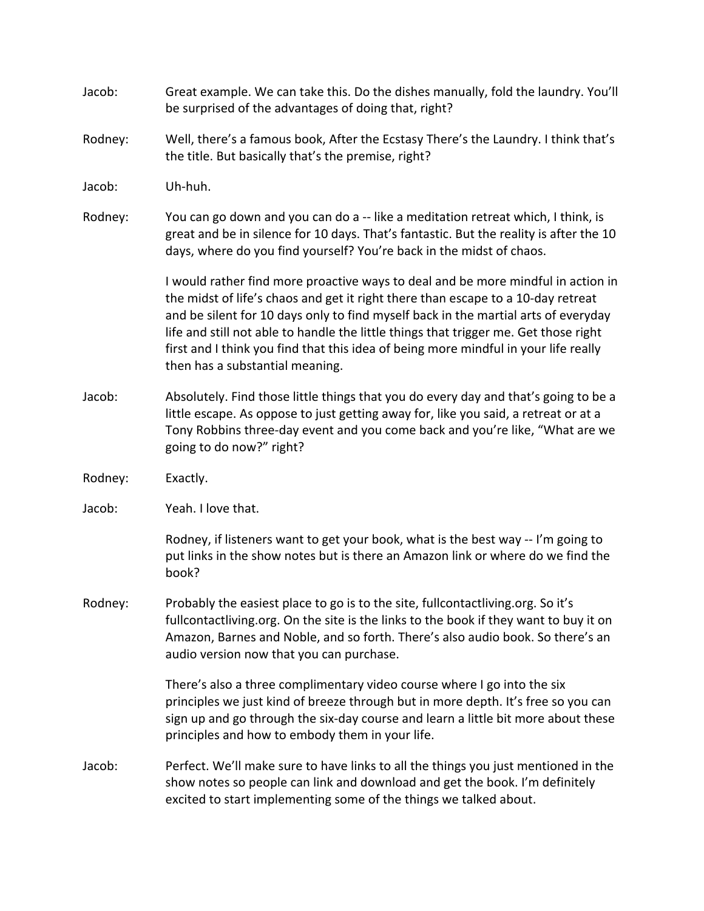Jacob: Great example. We can take this. Do the dishes manually, fold the laundry. You'll be surprised of the advantages of doing that, right?

Rodney: Well, there's a famous book, After the Ecstasy There's the Laundry. I think that's the title. But basically that's the premise, right?

Jacob: Uh-huh.

Rodney: You can go down and you can do a -- like a meditation retreat which, I think, is great and be in silence for 10 days. That's fantastic. But the reality is after the 10 days, where do you find yourself? You're back in the midst of chaos.

I would rather find more proactive ways to deal and be more mindful in action in the midst of life's chaos and get it right there than escape to a 10-day retreat and be silent for 10 days only to find myself back in the martial arts of everyday life and still not able to handle the little things that trigger me. Get those right first and I think you find that this idea of being more mindful in your life really then has a substantial meaning.

Jacob: Absolutely. Find those little things that you do every day and that's going to be a little escape. As oppose to just getting away for, like you said, a retreat or at a Tony Robbins three-day event and you come back and you're like, "What are we going to do now?" right?

Rodney: Exactly.

Jacob: Yeah. I love that.

Rodney, if listeners want to get your book, what is the best way -- I'm going to put links in the show notes but is there an Amazon link or where do we find the book?

Rodney: Probably the easiest place to go is to the site, fullcontactliving.org. So it's fullcontactliving.org. On the site is the links to the book if they want to buy it on Amazon, Barnes and Noble, and so forth. There's also audio book. So there's an audio version now that you can purchase.

There's also a three complimentary video course where I go into the six principles we just kind of breeze through but in more depth. It's free so you can sign up and go through the six-day course and learn a little bit more about these principles and how to embody them in your life.

Jacob: Perfect. We'll make sure to have links to all the things you just mentioned in the show notes so people can link and download and get the book. I'm definitely excited to start implementing some of the things we talked about.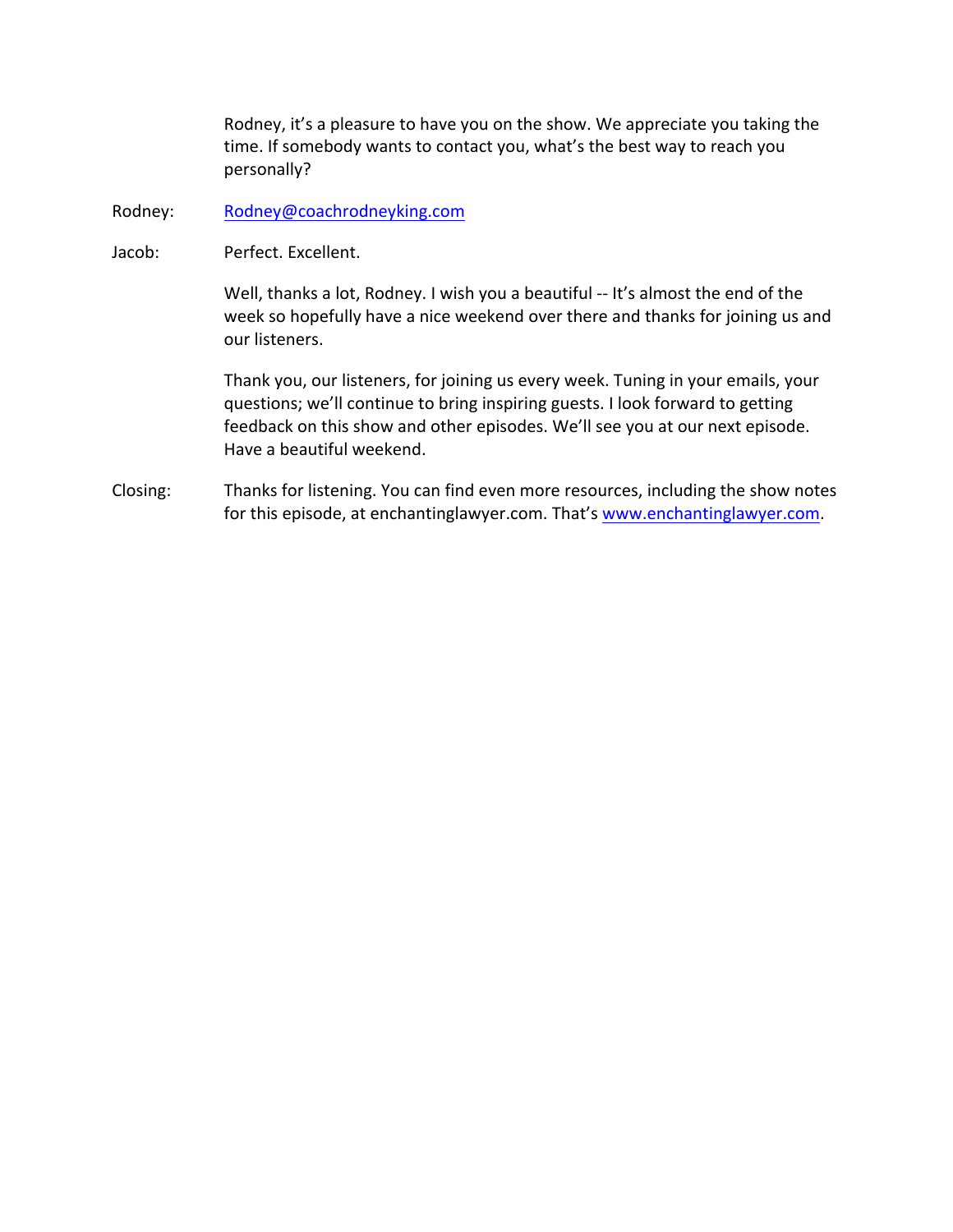Rodney, it's a pleasure to have you on the show. We appreciate you taking the time. If somebody wants to contact you, what's the best way to reach you personally?

Rodney: Rodney@coachrodneyking.com

Jacob: Perfect. Excellent.

Well, thanks a lot, Rodney. I wish you a beautiful -- It's almost the end of the week so hopefully have a nice weekend over there and thanks for joining us and our listeners.

Thank you, our listeners, for joining us every week. Tuning in your emails, your questions; we'll continue to bring inspiring guests. I look forward to getting feedback on this show and other episodes. We'll see you at our next episode. Have a beautiful weekend.

Closing: Thanks for listening. You can find even more resources, including the show notes for this episode, at enchantinglawyer.com. That's www.enchantinglawyer.com.